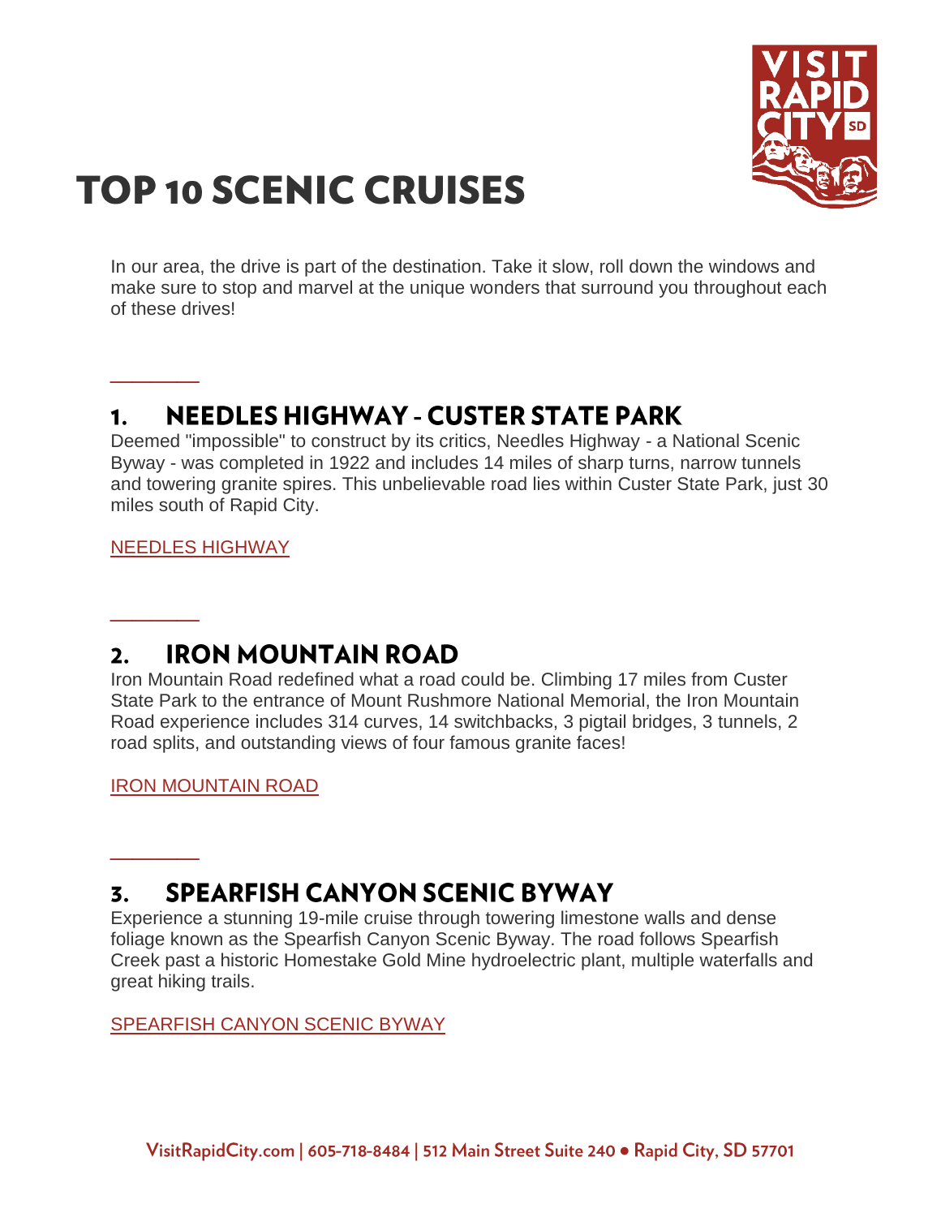# TOP 10 SCENIC CRUISES

In our area, the drive is part of the destination. Take it slow, roll down the windows and make sure to stop and marvel at the unique wonders that surround you throughout each of these drives!

## 1. NEEDLES HIGHWAY - CUSTER STATE PARK

Deemed "impossible" to construct by its critics, Needles Highway - a National Scenic Byway - was completed in 1922 and includes 14 miles of sharp turns, narrow tunnels and towering granite spires. This unbelievable road lies within Custer State Park, just 30 miles south of Rapid City.

NEEDLES HIGHWAY

## 2. IRON MOUNTAIN ROAD

Iron Mountain Road redefined what a road could be. Climbing 17 miles from Custer State Park to the entrance of Mount Rushmore National Memorial, the Iron Mountain Road experience includes 314 curves, 14 switchbacks, 3 pigtail bridges, 3 tunnels, 2 road splits, and outstanding views of four famous granite faces!

IRON MOUNTAIN ROAD

## 3. SPEARFISH CANYON SCENIC BYWAY

Experience a stunning 19-mile cruise through towering limestone walls and dense foliage known as the Spearfish Canyon Scenic Byway. The road follows Spearfish Creek past a historic Homestake Gold Mine hydroelectric plant, multiple waterfalls and great hiking trails.

SPEARFISH CANYON SCENIC BYWAY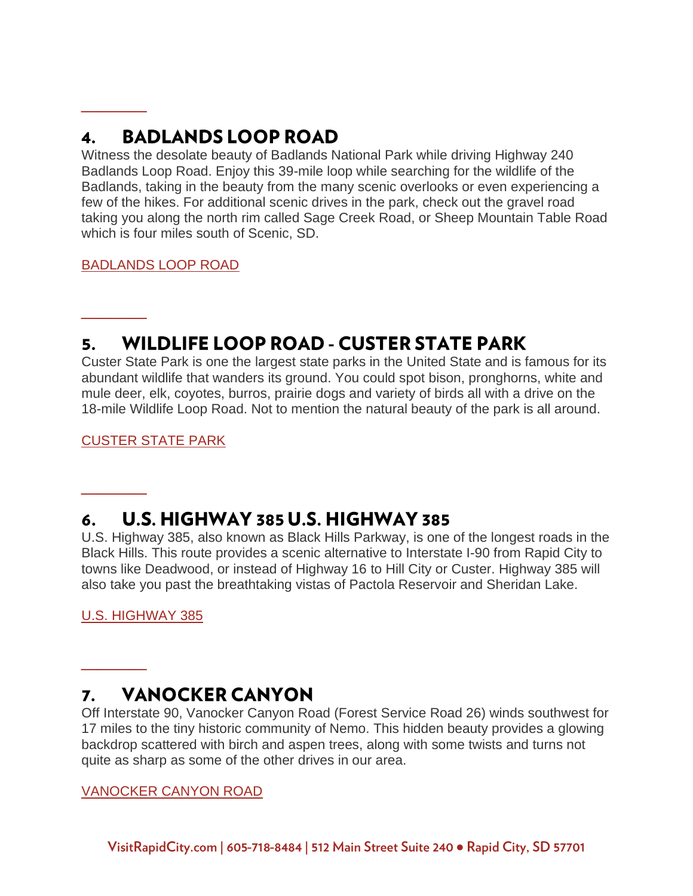## 4. BADLANDS LOOP ROAD

Witness the desolate beauty of Badlands National Park while driving Highway 240 Badlands Loop Road. Enjoy this 39-mile loop while searching for the wildlife of the Badlands, taking in the beauty from the many scenic overlooks or even experiencing a few of the hikes. For additional scenic drives in the park, check out the gravel road taking you along the north rim called Sage Creek Road, or Sheep Mountain Table Road which is four miles south of Scenic, SD.

BADLANDS LOOP ROAD

## 5. WILDLIFE LOOP ROAD - CUSTER STATE PARK

Custer State Park is one the largest state parks in the United State and is famous for its abundant wildlife that wanders its ground. You could spot bison, pronghorns, white and mule deer, elk, coyotes, burros, prairie dogs and variety of birds all with a drive on the 18-mile Wildlife Loop Road. Not to mention the natural beauty of the park is all around.

CUSTER STATE PARK

## 6. U.S. HIGHWAY 385 U.S. HIGHWAY 385

U.S. Highway 385, also known as Black Hills Parkway, is one of the longest roads in the Black Hills. This route provides a scenic alternative to Interstate I-90 from Rapid City to towns like Deadwood, or instead of Highway 16 to Hill City or Custer. Highway 385 will also take you past the breathtaking vistas of Pactola Reservoir and Sheridan Lake.

U.S. HIGHWAY 385

## 7. VANOCKER CANYON

Off Interstate 90, Vanocker Canyon Road (Forest Service Road 26) winds southwest for 17 miles to the tiny historic community of Nemo. This hidden beauty provides a glowing backdrop scattered with birch and aspen trees, along with some twists and turns not quite as sharp as some of the other drives in our area.

VANOCKER CANYON ROAD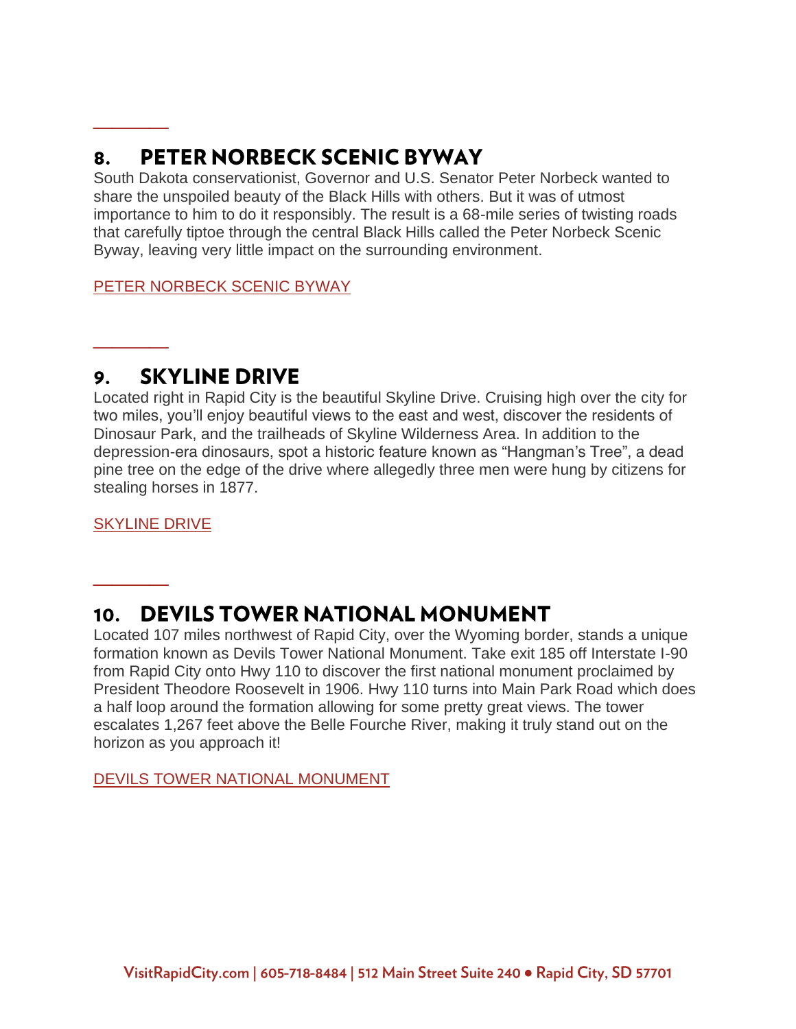## 8. PETER NORBECK SCENIC BYWAY

South Dakota conservationist, Governor and U.S. Senator Peter Norbeck wanted to share the unspoiled beauty of the Black Hills with others. But it was of utmost importance to him to do it responsibly. The result is a 68-mile series of twisting roads that carefully tiptoe through the central Black Hills called the Peter Norbeck Scenic Byway, leaving very little impact on the surrounding environment.

PETER NORBECK SCENIC BYWAY

## 9. SKYLINE DRIVE

Located right in Rapid City is the beautiful Skyline Drive. Cruising high over the city for two miles, you'll enjoy beautiful views to the east and west, discover the residents of Dinosaur Park, and the trailheads of Skyline Wilderness Area. In addition to the depression-era dinosaurs, spot a historic feature known as "Hangman's Tree", a dead pine tree on the edge of the drive where allegedly three men were hung by citizens for stealing horses in 1877.

SKYLINE DRIVE

## 10. DEVILS TOWER NATIONAL MONUMENT

Located 107 miles northwest of Rapid City, over the Wyoming border, stands a unique formation known as Devils Tower National Monument. Take exit 185 off Interstate I-90 from Rapid City onto Hwy 110 to discover the first national monument proclaimed by President Theodore Roosevelt in 1906. Hwy 110 turns into Main Park Road which does a half loop around the formation allowing for some pretty great views. The tower escalates 1,267 feet above the Belle Fourche River, making it truly stand out on the horizon as you approach it!

DEVILS TOWER NATIONAL MONUMENT